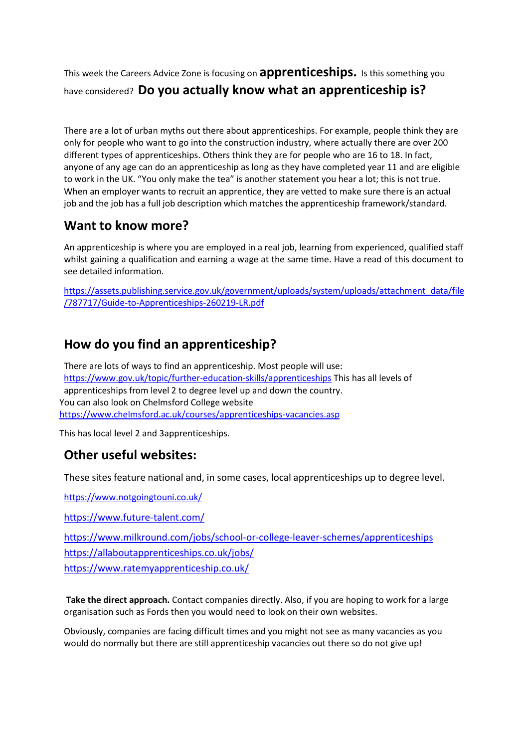This week the Careers Advice Zone is focusing on **apprenticeships.** Is this something you have considered? **Do you actually know what an apprenticeship is?**

There are a lot of urban myths out there about apprenticeships. For example, people think they are only for people who want to go into the construction industry, where actually there are over 200 different types of apprenticeships. Others think they are for people who are 16 to 18. In fact, anyone of any age can do an apprenticeship as long as they have completed year 11 and are eligible to work in the UK. "You only make the tea" is another statement you hear a lot; this is not true. When an employer wants to recruit an apprentice, they are vetted to make sure there is an actual job and the job has a full job description which matches the apprenticeship framework/standard.

## Want to know more?

An apprenticeship is where you are employed in a real job, learning from experienced, qualified staff whilst gaining a qualification and earning a wage at the same time. Have a read of this document to see detailed information.

https://assets.publishing.service.gov.uk/government/uploads/system/uploads/attachment_data/file/787717/Guide-to-Apprenticeships-260219-LR.pdf

## How do you find an apprenticeship?

There are lots of ways to find an apprenticeship. Most people will use: https://www.gov.uk/topic/further-education-skills/apprenticeships This has all levels of apprenticeships from level 2 to degree level up and down the country.
You can also look on Chelmsford College website https://www.chelmsford.ac.uk/courses/apprenticeships-vacancies.asp

This has local level 2 and 3apprenticeships.

## Other useful websites:

These sites feature national and, in some cases, local apprenticeships up to degree level.

https://www.notgoingtouni.co.uk/

https://www.future-talent.com/

https://www.milkround.com/jobs/school-or-college-leaver-schemes/apprenticeships
https://allaboutapprenticeships.co.uk/jobs/
https://www.ratemyapprenticeship.co.uk/

**Take the direct approach.** Contact companies directly. Also, if you are hoping to work for a large organisation such as Fords then you would need to look on their own websites.

Obviously, companies are facing difficult times and you might not see as many vacancies as you would do normally but there are still apprenticeship vacancies out there so do not give up!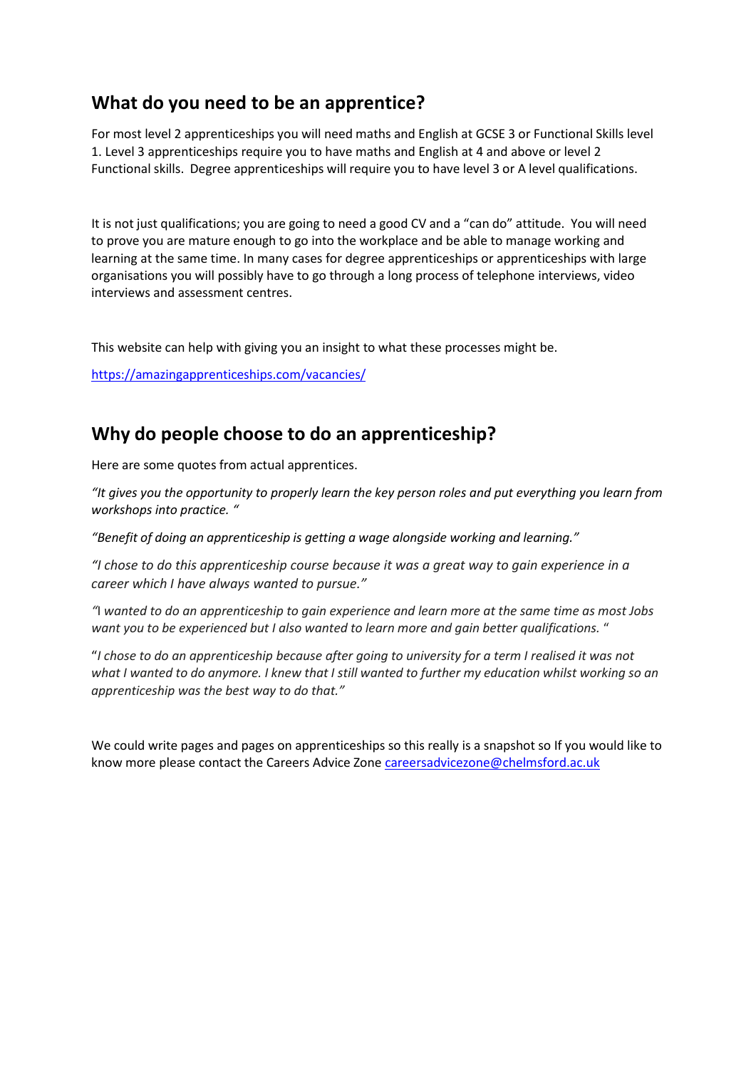## What do you need to be an apprentice?

For most level 2 apprenticeships you will need maths and English at GCSE 3 or Functional Skills level 1. Level 3 apprenticeships require you to have maths and English at 4 and above or level 2 Functional skills. Degree apprenticeships will require you to have level 3 or A level qualifications.

It is not just qualifications; you are going to need a good CV and a "can do" attitude. You will need to prove you are mature enough to go into the workplace and be able to manage working and learning at the same time. In many cases for degree apprenticeships or apprenticeships with large organisations you will possibly have to go through a long process of telephone interviews, video interviews and assessment centres.

This website can help with giving you an insight to what these processes might be.

[https://amazingapprenticeships.com/vacancies/](https://amazingapprenticeships.com/vacancies/)

## Why do people choose to do an apprenticeship?

Here are some quotes from actual apprentices.

*"It gives you the opportunity to properly learn the key person roles and put everything you learn from workshops into practice. "*

*"Benefit of doing an apprenticeship is getting a wage alongside working and learning."*

*"I chose to do this apprenticeship course because it was a great way to gain experience in a career which I have always wanted to pursue."*

*"I wanted to do an apprenticeship to gain experience and learn more at the same time as most Jobs want you to be experienced but I also wanted to learn more and gain better qualifications. "*

"*I chose to do an apprenticeship because after going to university for a term I realised it was not what I wanted to do anymore. I knew that I still wanted to further my education whilst working so an apprenticeship was the best way to do that."*

We could write pages and pages on apprenticeships so this really is a snapshot so If you would like to know more please contact the Careers Advice Zone [careersadvicezone@chelmsford.ac.uk](mailto:careersadvicezone@chelmsford.ac.uk)